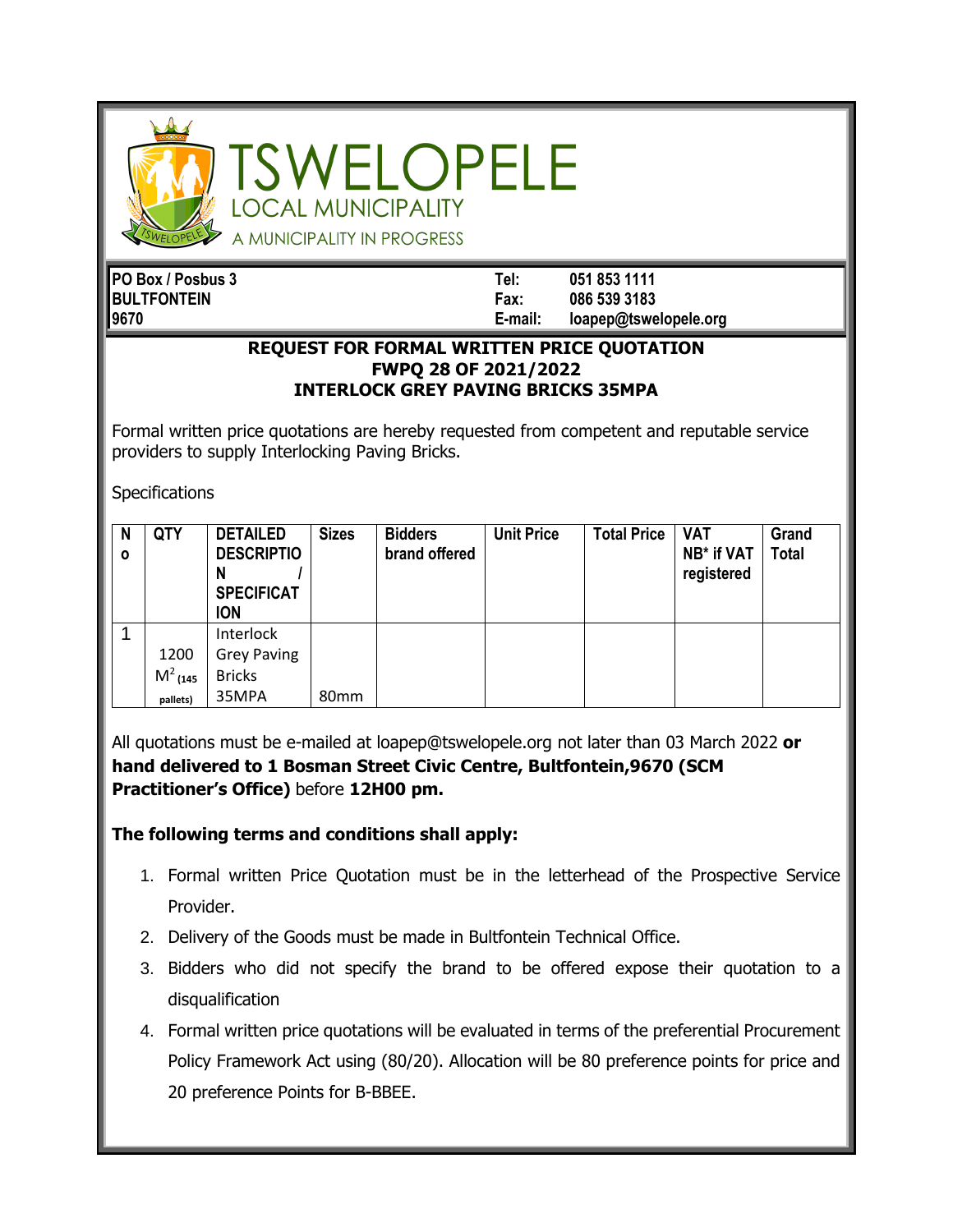# TSWELOPELE
## LOCAL MUNICIPALITY
A MUNICIPALITY IN PROGRESS

| | | |
|---|---|---|
| **PO Box / Posbus 3** | **Tel:** | **051 853 1111** |
| **BULTFONTEIN** | **Fax:** | **086 539 3183** |
| **9670** | **E-mail:** | **loapep@tswelopele.org** |

**REQUEST FOR FORMAL WRITTEN PRICE QUOTATION**
**FWPQ 28 OF 2021/2022**
**INTERLOCK GREY PAVING BRICKS 35MPA**

Formal written price quotations are hereby requested from competent and reputable service providers to supply Interlocking Paving Bricks.

Specifications

| No | QTY | DETAILED DESCRIPTION / SPECIFICATION | Sizes | Bidders brand offered | Unit Price | Total Price | VAT NB* if VAT registered | Grand Total |
|---|---|---|---|---|---|---|---|---|
| 1 | 1200 $M^2$ (145 pallets) | Interlock Grey Paving Bricks 35MPA | 80mm | | | | | |

All quotations must be e-mailed at loapep@tswelopele.org not later than 03 March 2022 **or hand delivered to 1 Bosman Street Civic Centre, Bultfontein,9670 (SCM Practitioner's Office)** before **12H00 pm.**

**The following terms and conditions shall apply:**

1. Formal written Price Quotation must be in the letterhead of the Prospective Service Provider.
2. Delivery of the Goods must be made in Bultfontein Technical Office.
3. Bidders who did not specify the brand to be offered expose their quotation to a disqualification
4. Formal written price quotations will be evaluated in terms of the preferential Procurement Policy Framework Act using (80/20). Allocation will be 80 preference points for price and 20 preference Points for B-BBEE.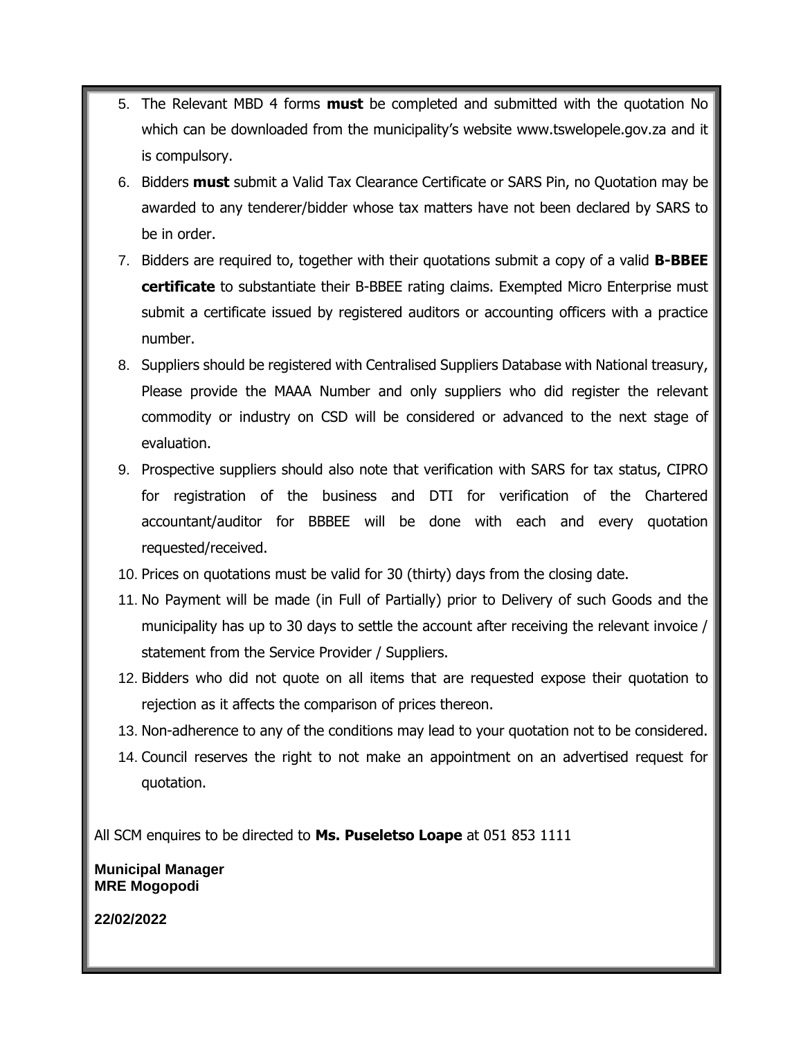5. The Relevant MBD 4 forms **must** be completed and submitted with the quotation No which can be downloaded from the municipality's website www.tswelopele.gov.za and it is compulsory.
6. Bidders **must** submit a Valid Tax Clearance Certificate or SARS Pin, no Quotation may be awarded to any tenderer/bidder whose tax matters have not been declared by SARS to be in order.
7. Bidders are required to, together with their quotations submit a copy of a valid **B-BBEE certificate** to substantiate their B-BBEE rating claims. Exempted Micro Enterprise must submit a certificate issued by registered auditors or accounting officers with a practice number.
8. Suppliers should be registered with Centralised Suppliers Database with National treasury, Please provide the MAAA Number and only suppliers who did register the relevant commodity or industry on CSD will be considered or advanced to the next stage of evaluation.
9. Prospective suppliers should also note that verification with SARS for tax status, CIPRO for registration of the business and DTI for verification of the Chartered accountant/auditor for BBBEE will be done with each and every quotation requested/received.
10. Prices on quotations must be valid for 30 (thirty) days from the closing date.
11. No Payment will be made (in Full of Partially) prior to Delivery of such Goods and the municipality has up to 30 days to settle the account after receiving the relevant invoice / statement from the Service Provider / Suppliers.
12. Bidders who did not quote on all items that are requested expose their quotation to rejection as it affects the comparison of prices thereon.
13. Non-adherence to any of the conditions may lead to your quotation not to be considered.
14. Council reserves the right to not make an appointment on an advertised request for quotation.

All SCM enquires to be directed to **Ms. Puseletso Loape** at 051 853 1111

**Municipal Manager**
**MRE Mogopodi**

**22/02/2022**